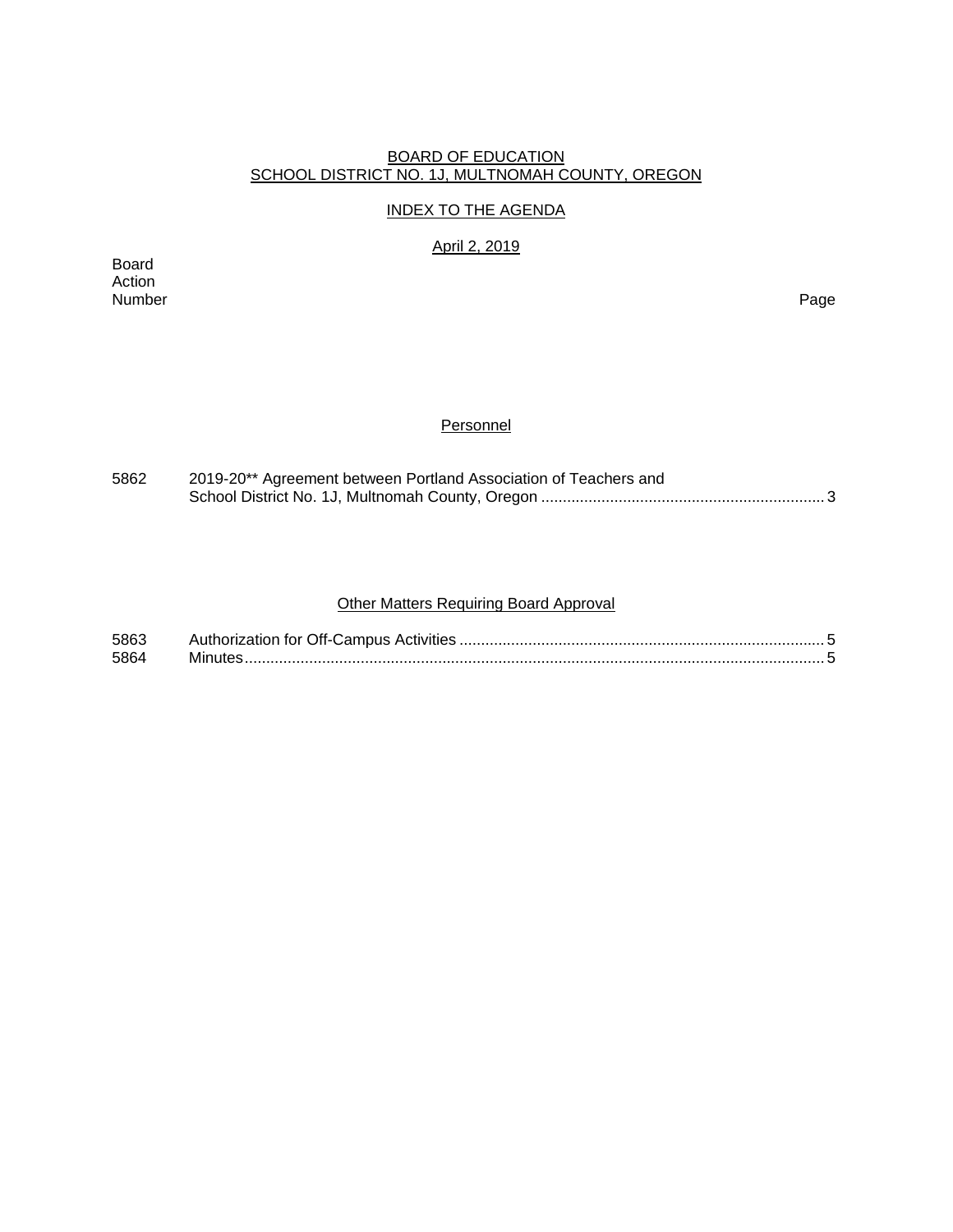BOARD OF EDUCATION
SCHOOL DISTRICT NO. 1J, MULTNOMAH COUNTY, OREGON

INDEX TO THE AGENDA

April 2, 2019

| Board Action Number | | Page |
|---|---|---|

## Personnel

| | | |
|---|---|---|
| 5862 | 2019-20** Agreement between Portland Association of Teachers and School District No. 1J, Multnomah County, Oregon | 3 |

## Other Matters Requiring Board Approval

| | | |
|---|---|---|
| 5863 | Authorization for Off-Campus Activities | 5 |
| 5864 | Minutes | 5 |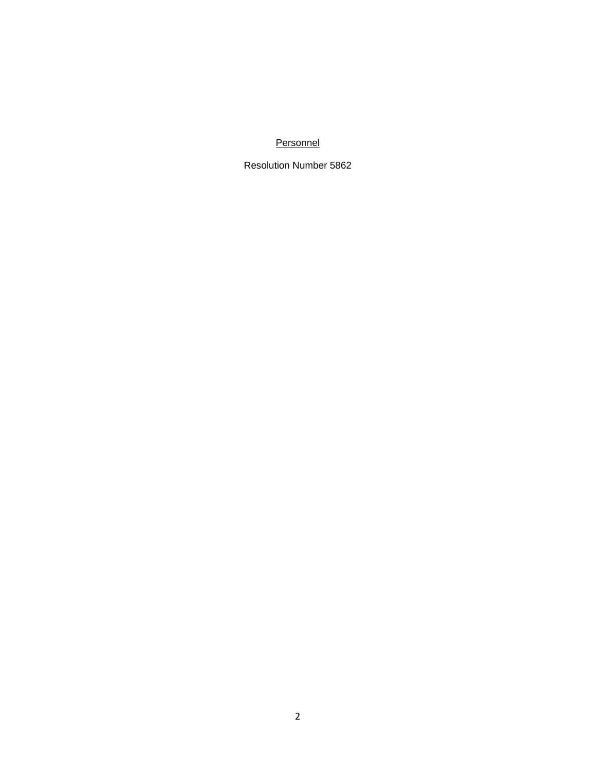<u>Personnel</u>

Resolution Number 5862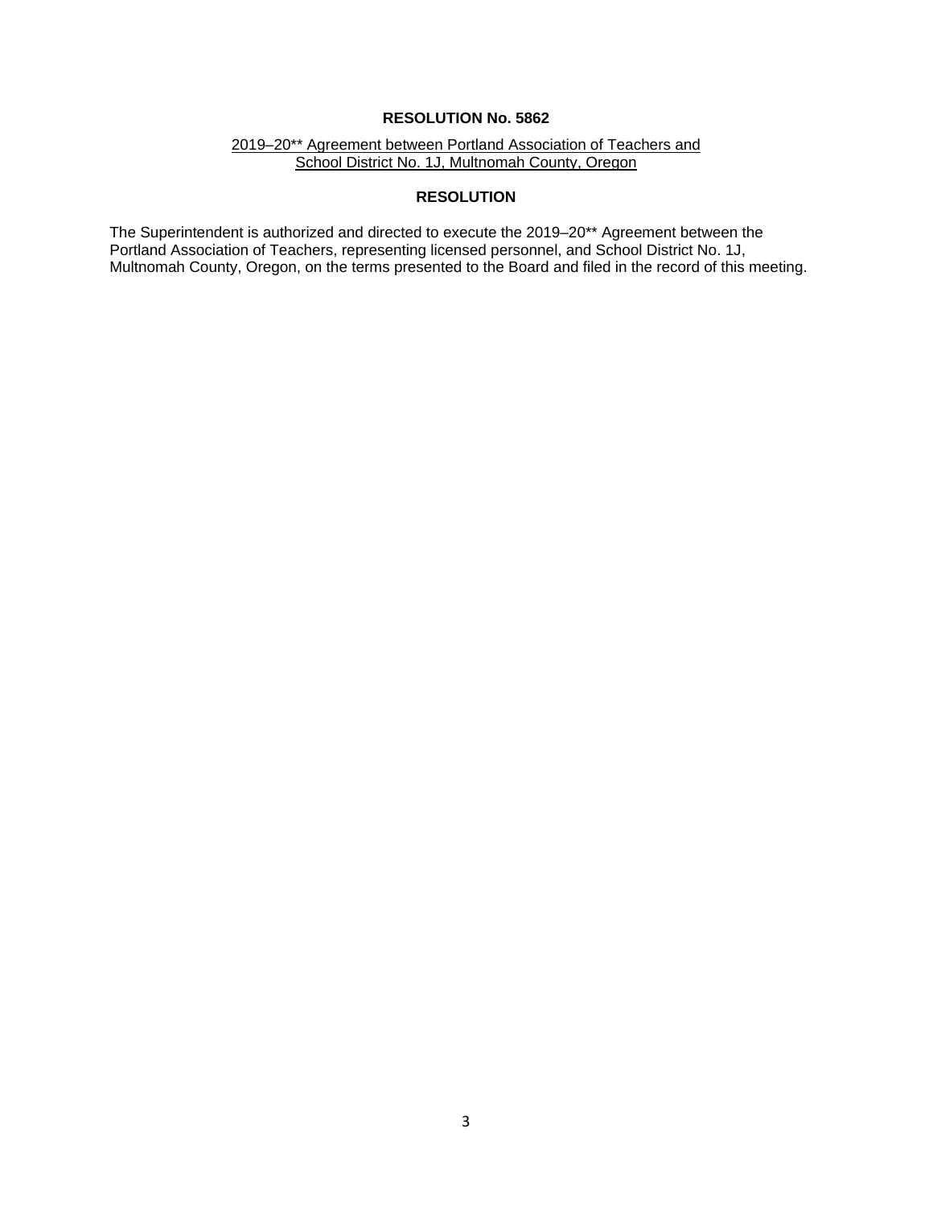**RESOLUTION No. 5862**

2019–20** Agreement between Portland Association of Teachers and School District No. 1J, Multnomah County, Oregon

**RESOLUTION**

The Superintendent is authorized and directed to execute the 2019–20** Agreement between the Portland Association of Teachers, representing licensed personnel, and School District No. 1J, Multnomah County, Oregon, on the terms presented to the Board and filed in the record of this meeting.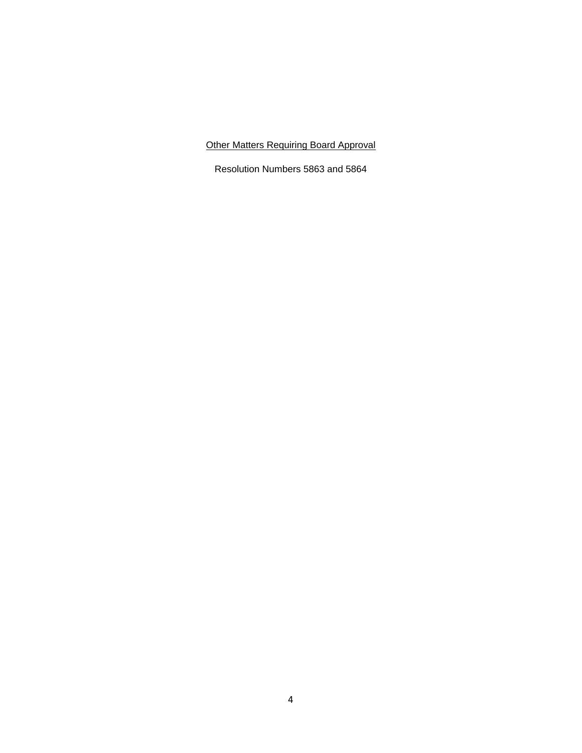<u>Other Matters Requiring Board Approval</u>

Resolution Numbers 5863 and 5864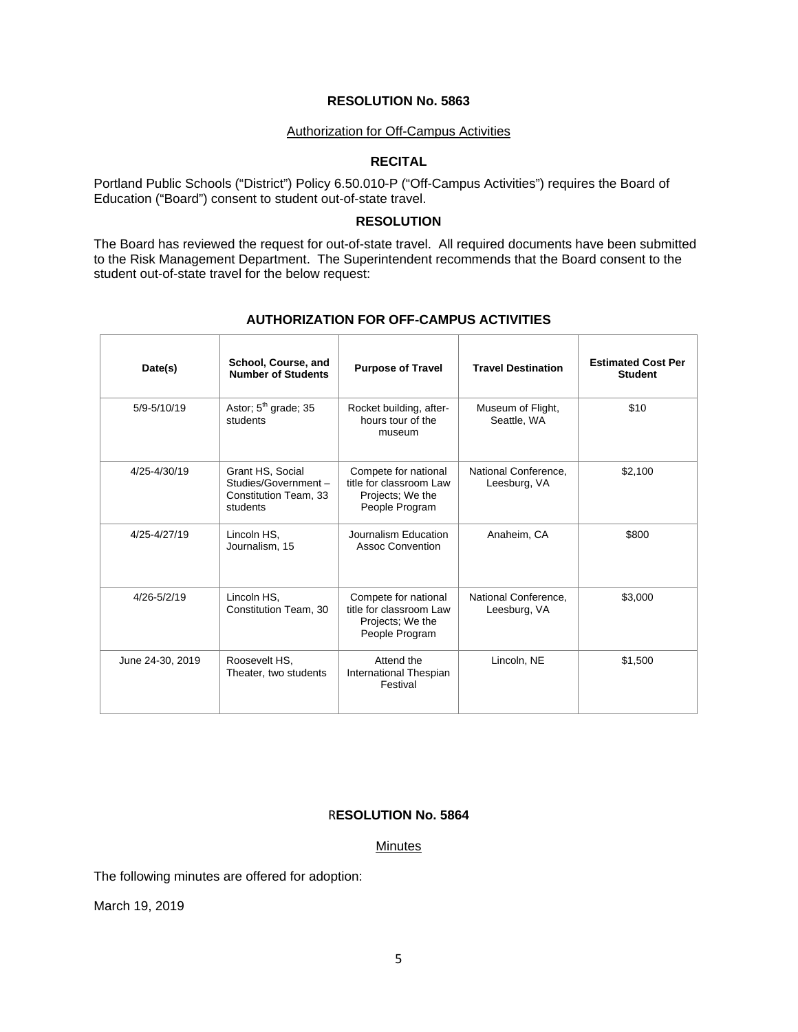## RESOLUTION No. 5863

Authorization for Off-Campus Activities

### RECITAL

Portland Public Schools ("District") Policy 6.50.010-P ("Off-Campus Activities") requires the Board of Education ("Board") consent to student out-of-state travel.

### RESOLUTION

The Board has reviewed the request for out-of-state travel. All required documents have been submitted to the Risk Management Department. The Superintendent recommends that the Board consent to the student out-of-state travel for the below request:

### AUTHORIZATION FOR OFF-CAMPUS ACTIVITIES

| Date(s) | School, Course, and Number of Students | Purpose of Travel | Travel Destination | Estimated Cost Per Student |
|---|---|---|---|---|
| 5/9-5/10/19 | Astor; 5th grade; 35 students | Rocket building, after-hours tour of the museum | Museum of Flight, Seattle, WA | $10 |
| 4/25-4/30/19 | Grant HS, Social Studies/Government – Constitution Team, 33 students | Compete for national title for classroom Law Projects; We the People Program | National Conference, Leesburg, VA | $2,100 |
| 4/25-4/27/19 | Lincoln HS, Journalism, 15 | Journalism Education Assoc Convention | Anaheim, CA | $800 |
| 4/26-5/2/19 | Lincoln HS, Constitution Team, 30 | Compete for national title for classroom Law Projects; We the People Program | National Conference, Leesburg, VA | $3,000 |
| June 24-30, 2019 | Roosevelt HS, Theater, two students | Attend the International Thespian Festival | Lincoln, NE | $1,500 |

## RESOLUTION No. 5864

Minutes

The following minutes are offered for adoption:

March 19, 2019